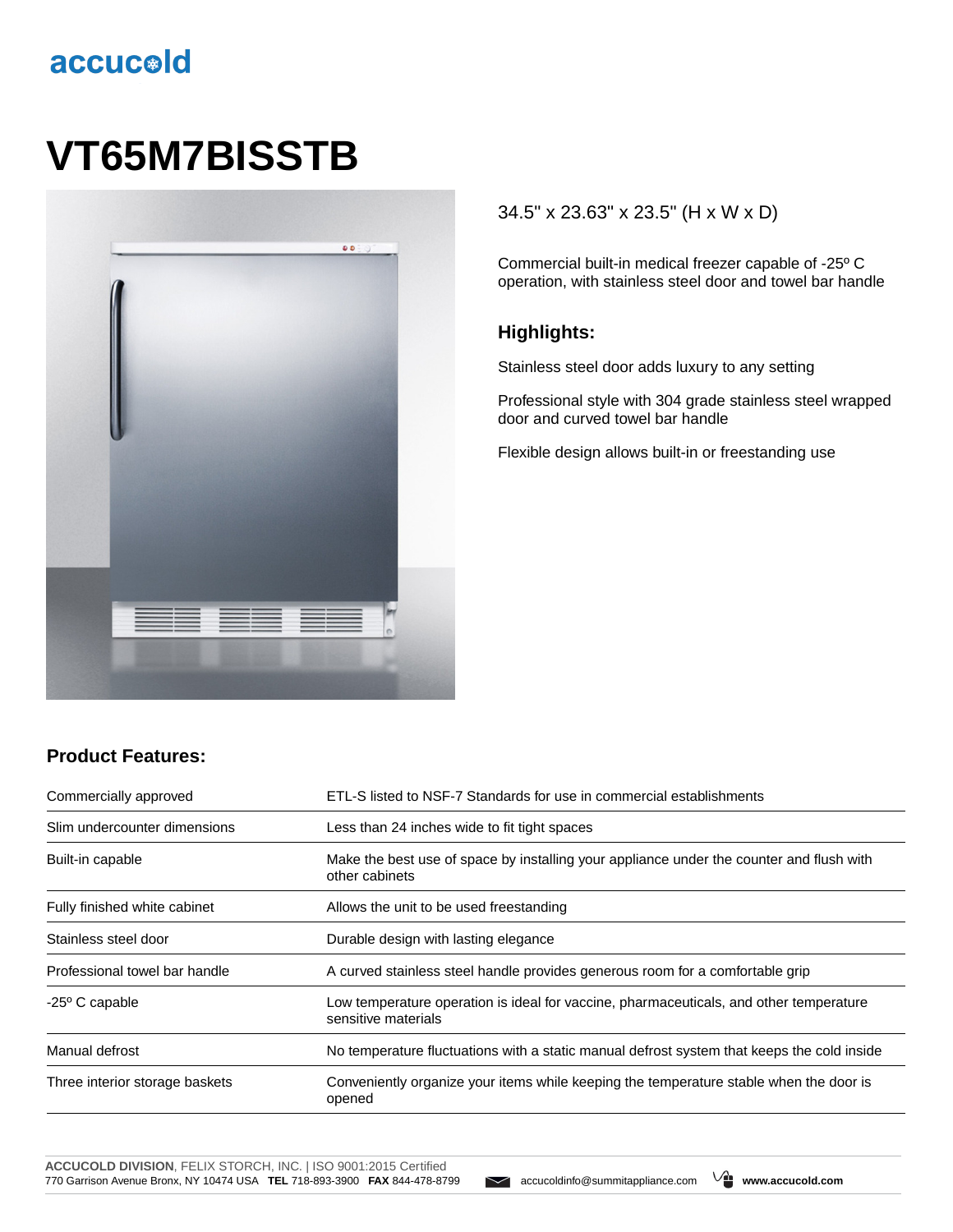accucold

# VT65M7BISSTB

34.5" x 23.63" x 23.5" (H x W x D)

Commercial built-in medical freezer capable of -25º C operation, with stainless steel door and towel bar handle

## Highlights:

Stainless steel door adds luxury to any setting

Professional style with 304 grade stainless steel wrapped door and curved towel bar handle

Flexible design allows built-in or freestanding use

## Product Features:

| | |
|---|---|
| Commercially approved | ETL-S listed to NSF-7 Standards for use in commercial establishments |
| Slim undercounter dimensions | Less than 24 inches wide to fit tight spaces |
| Built-in capable | Make the best use of space by installing your appliance under the counter and flush with other cabinets |
| Fully finished white cabinet | Allows the unit to be used freestanding |
| Stainless steel door | Durable design with lasting elegance |
| Professional towel bar handle | A curved stainless steel handle provides generous room for a comfortable grip |
| -25º C capable | Low temperature operation is ideal for vaccine, pharmaceuticals, and other temperature sensitive materials |
| Manual defrost | No temperature fluctuations with a static manual defrost system that keeps the cold inside |
| Three interior storage baskets | Conveniently organize your items while keeping the temperature stable when the door is opened |

**ACCUCOLD DIVISION**, FELIX STORCH, INC. | ISO 9001:2015 Certified
770 Garrison Avenue Bronx, NY 10474 USA **TEL** 718-893-3900 **FAX** 844-478-8799 accucoldinfo@summitappliance.com **www.accucold.com**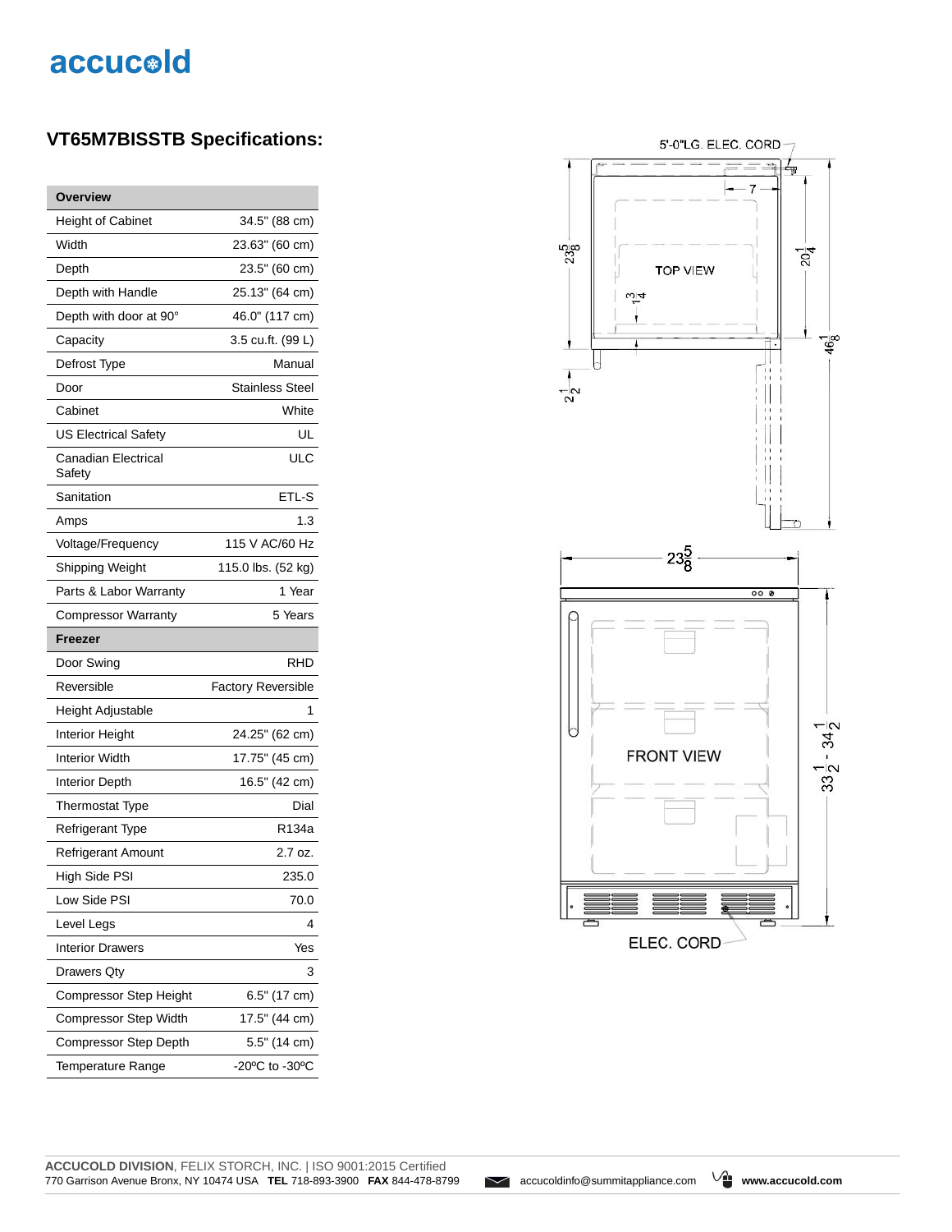# accucold

## VT65M7BISSTB Specifications:

| | |
|---|---|
| **Overview** | |
| Height of Cabinet | 34.5" (88 cm) |
| Width | 23.63" (60 cm) |
| Depth | 23.5" (60 cm) |
| Depth with Handle | 25.13" (64 cm) |
| Depth with door at 90° | 46.0" (117 cm) |
| Capacity | 3.5 cu.ft. (99 L) |
| Defrost Type | Manual |
| Door | Stainless Steel |
| Cabinet | White |
| US Electrical Safety | UL |
| Canadian Electrical Safety | ULC |
| Sanitation | ETL-S |
| Amps | 1.3 |
| Voltage/Frequency | 115 V AC/60 Hz |
| Shipping Weight | 115.0 lbs. (52 kg) |
| Parts & Labor Warranty | 1 Year |
| Compressor Warranty | 5 Years |
| **Freezer** | |
| Door Swing | RHD |
| Reversible | Factory Reversible |
| Height Adjustable | 1 |
| Interior Height | 24.25" (62 cm) |
| Interior Width | 17.75" (45 cm) |
| Interior Depth | 16.5" (42 cm) |
| Thermostat Type | Dial |
| Refrigerant Type | R134a |
| Refrigerant Amount | 2.7 oz. |
| High Side PSI | 235.0 |
| Low Side PSI | 70.0 |
| Level Legs | 4 |
| Interior Drawers | Yes |
| Drawers Qty | 3 |
| Compressor Step Height | 6.5" (17 cm) |
| Compressor Step Width | 17.5" (44 cm) |
| Compressor Step Depth | 5.5" (14 cm) |
| Temperature Range | -20ºC to -30ºC |

5'-0"LG. ELEC. CORD

7

$23\frac{5}{8}$

$20\frac{1}{4}$

TOP VIEW

$\frac{3}{4}$

$46\frac{1}{8}$

$2\frac{1}{2}$

$23\frac{5}{8}$

FRONT VIEW

$33\frac{1}{2} - 34\frac{1}{2}$

ELEC. CORD

**ACCUCOLD DIVISION**, FELIX STORCH, INC. | ISO 9001:2015 Certified
770 Garrison Avenue Bronx, NY 10474 USA **TEL** 718-893-3900 **FAX** 844-478-8799 accucoldinfo@summitappliance.com **www.accucold.com**